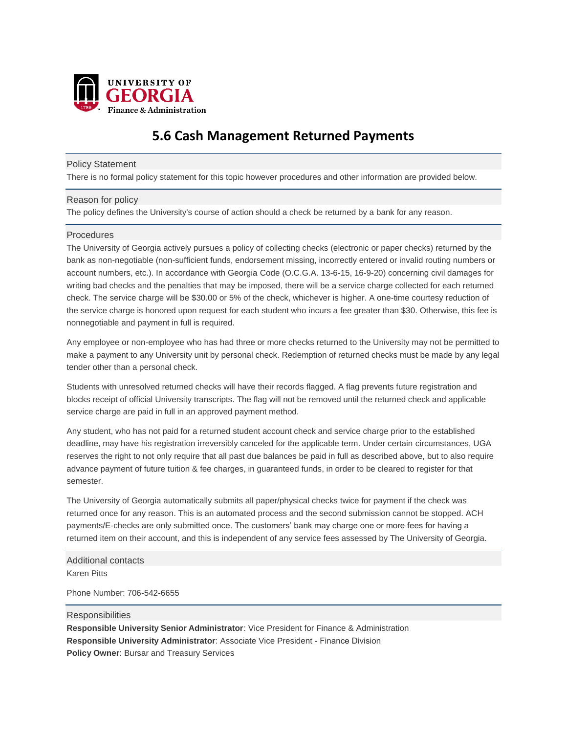UNIVERSITY OF GEORGIA
Finance & Administration

# 5.6 Cash Management Returned Payments

## Policy Statement

There is no formal policy statement for this topic however procedures and other information are provided below.

## Reason for policy

The policy defines the University's course of action should a check be returned by a bank for any reason.

## Procedures

The University of Georgia actively pursues a policy of collecting checks (electronic or paper checks) returned by the bank as non-negotiable (non-sufficient funds, endorsement missing, incorrectly entered or invalid routing numbers or account numbers, etc.). In accordance with Georgia Code (O.C.G.A. 13-6-15, 16-9-20) concerning civil damages for writing bad checks and the penalties that may be imposed, there will be a service charge collected for each returned check. The service charge will be $30.00 or 5% of the check, whichever is higher. A one-time courtesy reduction of the service charge is honored upon request for each student who incurs a fee greater than $30. Otherwise, this fee is nonnegotiable and payment in full is required.

Any employee or non-employee who has had three or more checks returned to the University may not be permitted to make a payment to any University unit by personal check. Redemption of returned checks must be made by any legal tender other than a personal check.

Students with unresolved returned checks will have their records flagged. A flag prevents future registration and blocks receipt of official University transcripts. The flag will not be removed until the returned check and applicable service charge are paid in full in an approved payment method.

Any student, who has not paid for a returned student account check and service charge prior to the established deadline, may have his registration irreversibly canceled for the applicable term. Under certain circumstances, UGA reserves the right to not only require that all past due balances be paid in full as described above, but to also require advance payment of future tuition & fee charges, in guaranteed funds, in order to be cleared to register for that semester.

The University of Georgia automatically submits all paper/physical checks twice for payment if the check was returned once for any reason. This is an automated process and the second submission cannot be stopped. ACH payments/E-checks are only submitted once. The customers' bank may charge one or more fees for having a returned item on their account, and this is independent of any service fees assessed by The University of Georgia.

## Additional contacts

Karen Pitts

Phone Number: 706-542-6655

## Responsibilities

**Responsible University Senior Administrator**: Vice President for Finance & Administration
**Responsible University Administrator**: Associate Vice President - Finance Division
**Policy Owner**: Bursar and Treasury Services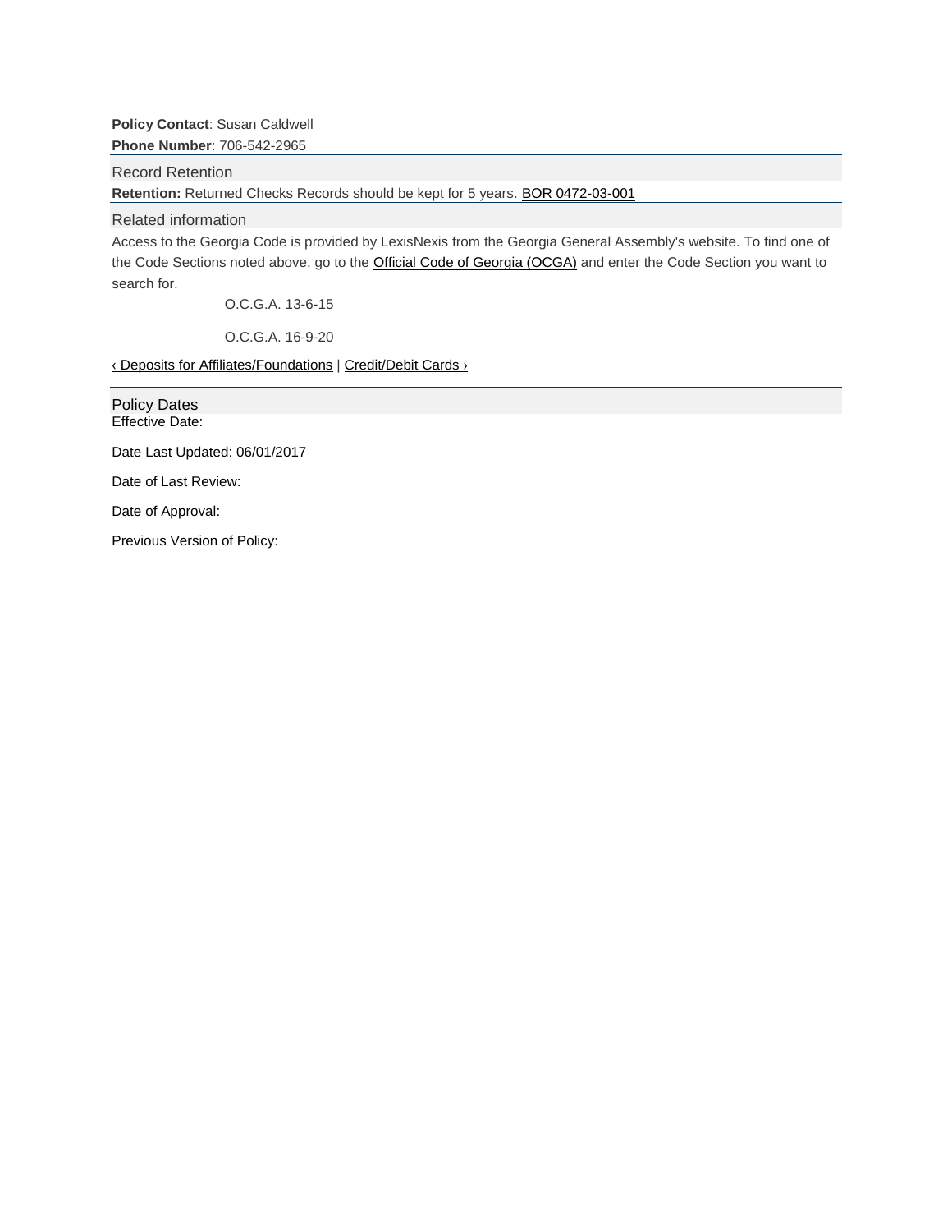**Policy Contact**: Susan Caldwell

**Phone Number**: 706-542-2965

## Record Retention

**Retention:** Returned Checks Records should be kept for 5 years. BOR 0472-03-001

## Related information

Access to the Georgia Code is provided by LexisNexis from the Georgia General Assembly's website. To find one of the Code Sections noted above, go to the Official Code of Georgia (OCGA) and enter the Code Section you want to search for.

O.C.G.A. 13-6-15

O.C.G.A. 16-9-20

‹ Deposits for Affiliates/Foundations | Credit/Debit Cards ›

## Policy Dates

Effective Date:

Date Last Updated: 06/01/2017

Date of Last Review:

Date of Approval:

Previous Version of Policy: